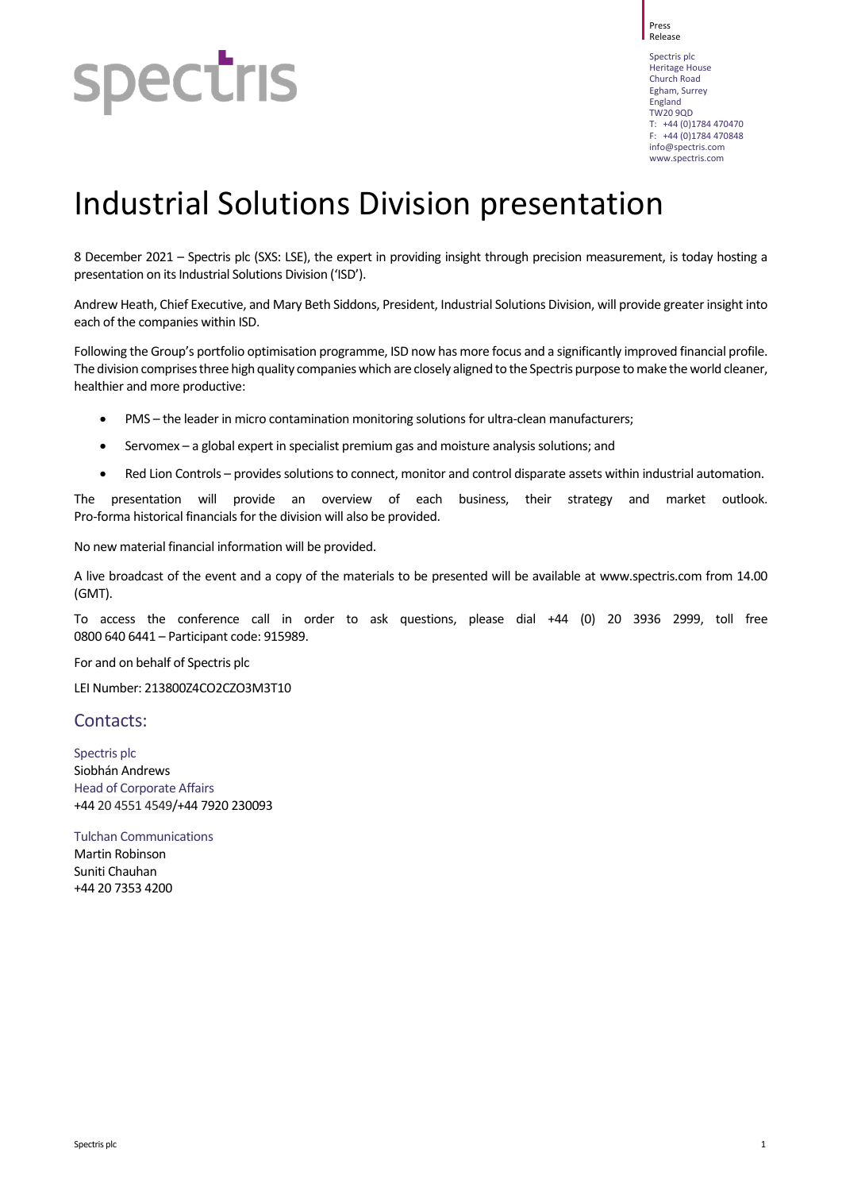Press Release

Spectris plc
Heritage House
Church Road
Egham, Surrey
England
TW20 9QD
T: +44 (0)1784 470470
F: +44 (0)1784 470848
info@spectris.com
www.spectris.com

# Industrial Solutions Division presentation

8 December 2021 – Spectris plc (SXS: LSE), the expert in providing insight through precision measurement, is today hosting a presentation on its Industrial Solutions Division ('ISD').

Andrew Heath, Chief Executive, and Mary Beth Siddons, President, Industrial Solutions Division, will provide greater insight into each of the companies within ISD.

Following the Group's portfolio optimisation programme, ISD now has more focus and a significantly improved financial profile. The division comprises three high quality companies which are closely aligned to the Spectris purpose to make the world cleaner, healthier and more productive:

- PMS – the leader in micro contamination monitoring solutions for ultra-clean manufacturers;
- Servomex – a global expert in specialist premium gas and moisture analysis solutions; and
- Red Lion Controls – provides solutions to connect, monitor and control disparate assets within industrial automation.

The presentation will provide an overview of each business, their strategy and market outlook. Pro-forma historical financials for the division will also be provided.

No new material financial information will be provided.

A live broadcast of the event and a copy of the materials to be presented will be available at www.spectris.com from 14.00 (GMT).

To access the conference call in order to ask questions, please dial +44 (0) 20 3936 2999, toll free 0800 640 6441 – Participant code: 915989.

For and on behalf of Spectris plc

LEI Number: 213800Z4CO2CZO3M3T10

## Contacts:

Spectris plc
Siobhán Andrews
Head of Corporate Affairs
+44 20 4551 4549/+44 7920 230093

Tulchan Communications
Martin Robinson
Suniti Chauhan
+44 20 7353 4200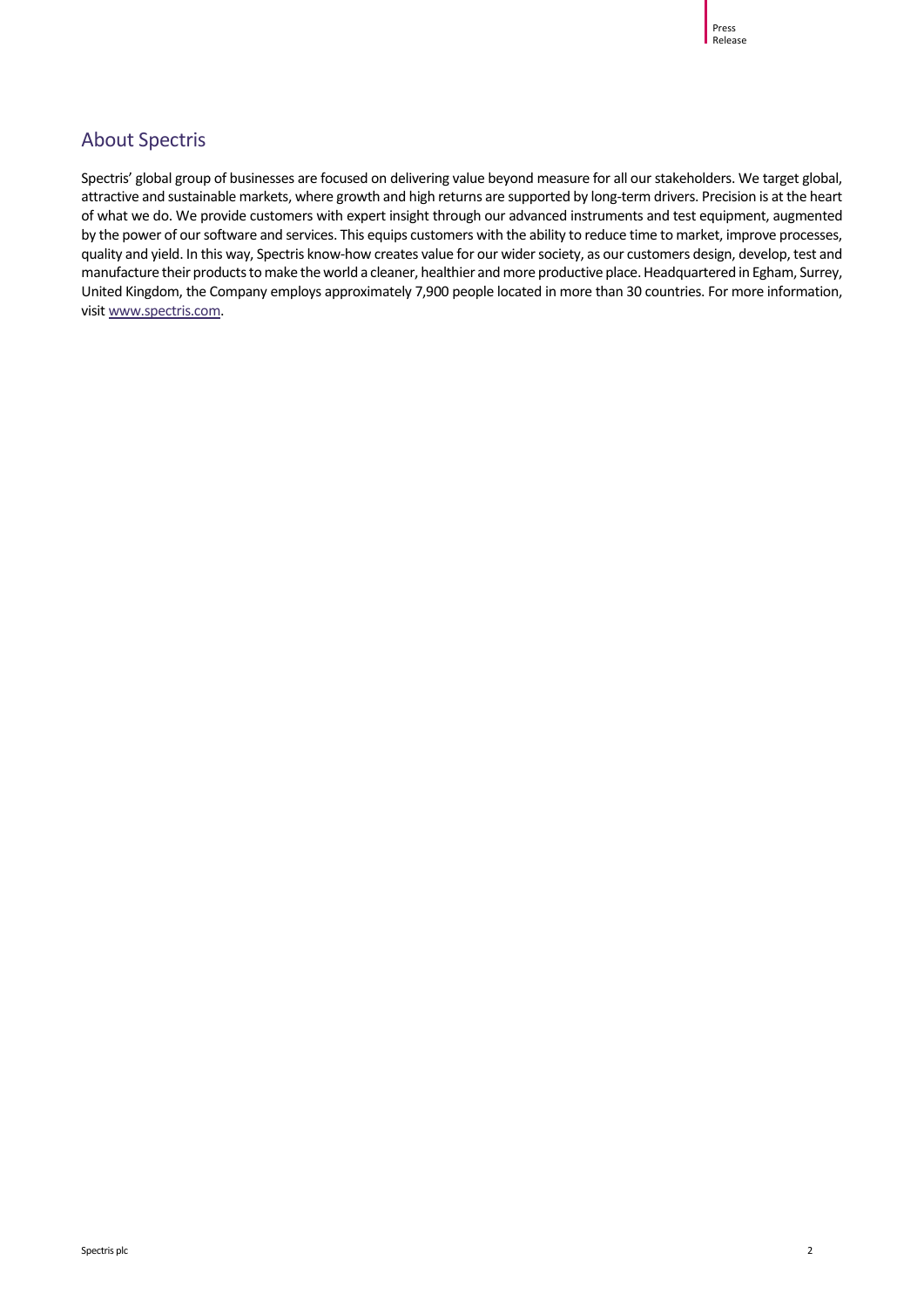## About Spectris

Spectris' global group of businesses are focused on delivering value beyond measure for all our stakeholders. We target global, attractive and sustainable markets, where growth and high returns are supported by long-term drivers. Precision is at the heart of what we do. We provide customers with expert insight through our advanced instruments and test equipment, augmented by the power of our software and services. This equips customers with the ability to reduce time to market, improve processes, quality and yield. In this way, Spectris know-how creates value for our wider society, as our customers design, develop, test and manufacture their products to make the world a cleaner, healthier and more productive place. Headquartered in Egham, Surrey, United Kingdom, the Company employs approximately 7,900 people located in more than 30 countries. For more information, visit [www.spectris.com](www.spectris.com).